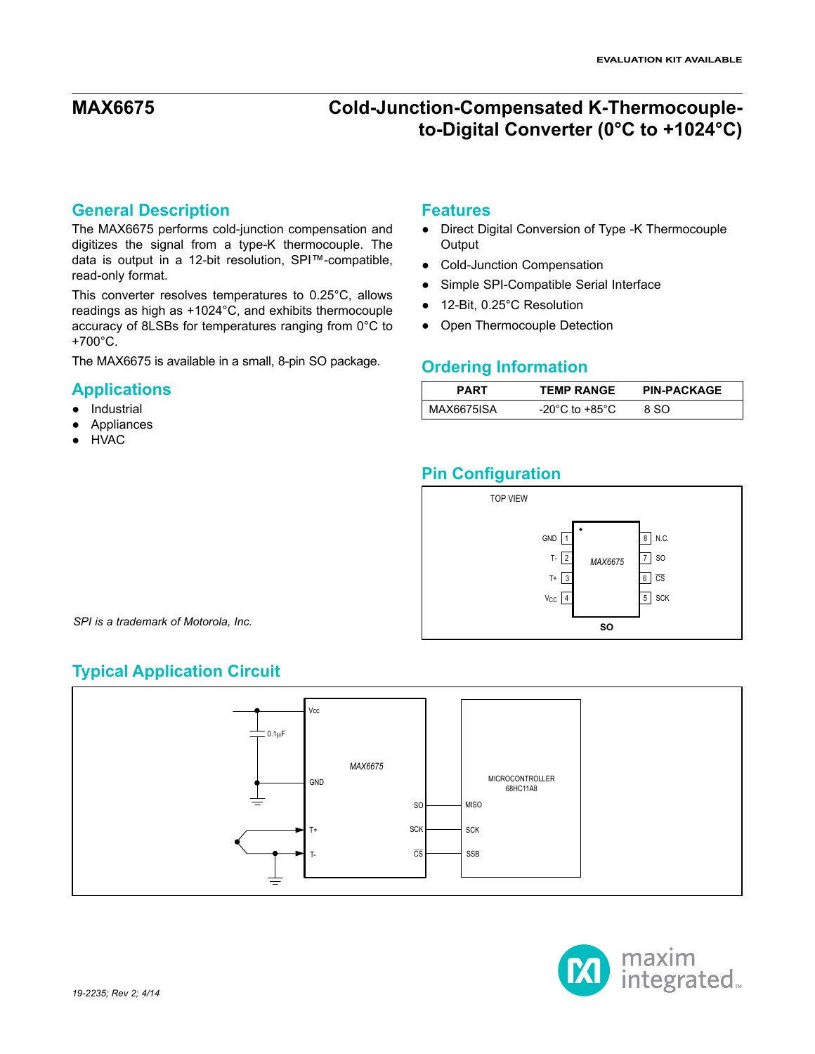EVALUATION KIT AVAILABLE

# MAX6675

# Cold-Junction-Compensated K-Thermocouple-to-Digital Converter (0°C to +1024°C)

## General Description

The MAX6675 performs cold-junction compensation and digitizes the signal from a type-K thermocouple. The data is output in a 12-bit resolution, SPI™-compatible, read-only format.

This converter resolves temperatures to 0.25°C, allows readings as high as +1024°C, and exhibits thermocouple accuracy of 8LSBs for temperatures ranging from 0°C to +700°C.

The MAX6675 is available in a small, 8-pin SO package.

## Applications

- Industrial
- Appliances
- HVAC

*SPI is a trademark of Motorola, Inc.*

## Features

- Direct Digital Conversion of Type -K Thermocouple Output
- Cold-Junction Compensation
- Simple SPI-Compatible Serial Interface
- 12-Bit, 0.25°C Resolution
- Open Thermocouple Detection

## Ordering Information

| PART | TEMP RANGE | PIN-PACKAGE |
|---|---|---|
| MAX6675ISA | -20°C to +85°C | 8 SO |

## Pin Configuration

TOP VIEW

| Pin | Name | Pin | Name |
|---|---|---|---|
| 1 | GND | 8 | N.C. |
| 2 | T- | 7 | SO |
| 3 | T+ | 6 | $\overline{CS}$ |
| 4 | $V_{CC}$ | 5 | SCK |

MAX6675 — SO

## Typical Application Circuit

MAX6675: Vcc (0.1µF to GND), GND, T+, T-, SO, SCK, $\overline{CS}$

MICROCONTROLLER 68HC11A8: MISO, SCK, SSB

SO → MISO; SCK → SCK; $\overline{CS}$ → SSB

19-2235; Rev 2; 4/14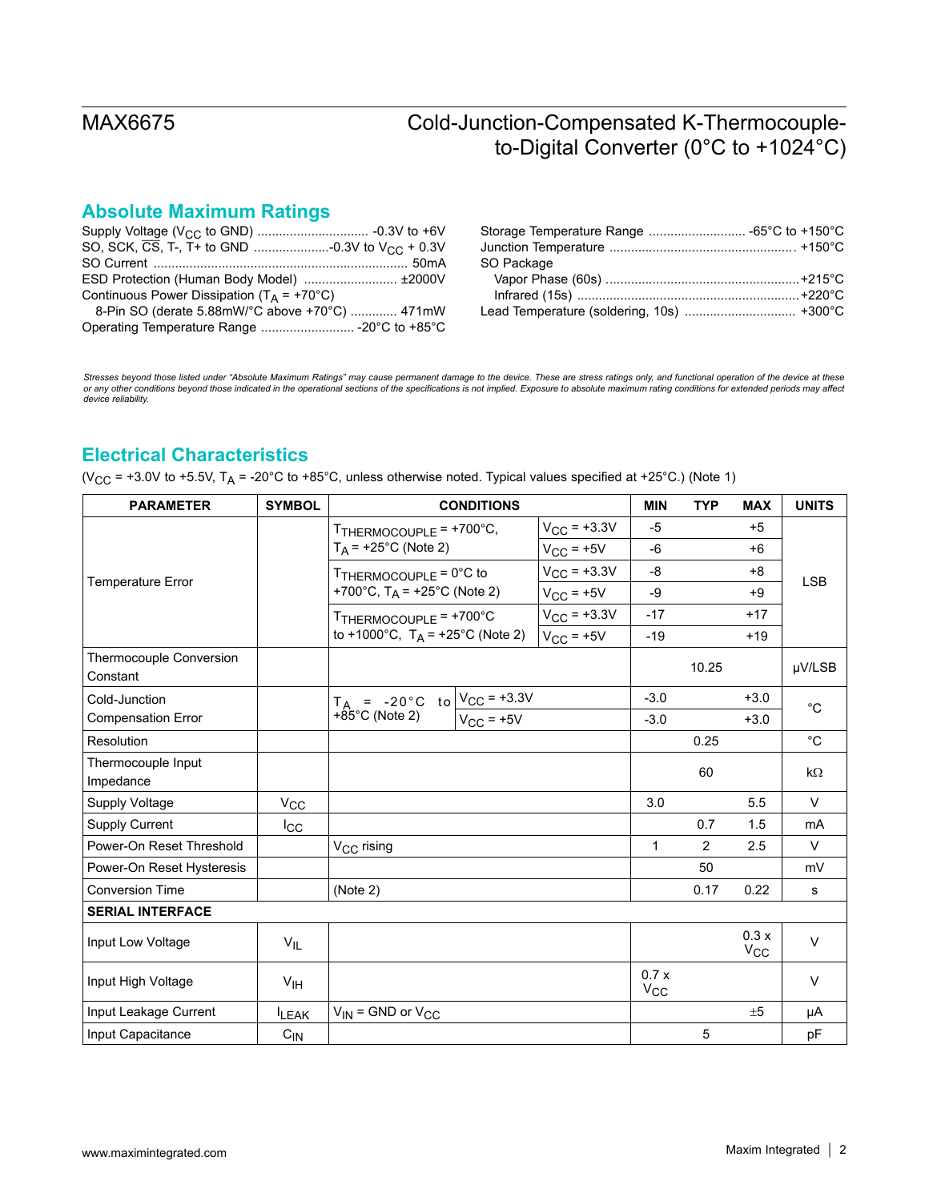## Absolute Maximum Ratings

Supply Voltage ($V_{CC}$ to GND) .............................. -0.3V to +6V
SO, SCK, $\overline{CS}$, T-, T+ to GND ....................-0.3V to $V_{CC}$ + 0.3V
SO Current ...................................................................... 50mA
ESD Protection (Human Body Model) .......................... ±2000V
Continuous Power Dissipation ($T_A$ = +70°C)
  8-Pin SO (derate 5.88mW/°C above +70°C) ............ 471mW
Operating Temperature Range .......................... -20°C to +85°C

Storage Temperature Range .......................... -65°C to +150°C
Junction Temperature .................................................. +150°C
SO Package
  Vapor Phase (60s) .....................................................+215°C
  Infrared (15s) .............................................................+220°C
Lead Temperature (soldering, 10s) .............................. +300°C

*Stresses beyond those listed under "Absolute Maximum Ratings" may cause permanent damage to the device. These are stress ratings only, and functional operation of the device at these or any other conditions beyond those indicated in the operational sections of the specifications is not implied. Exposure to absolute maximum rating conditions for extended periods may affect device reliability.*

## Electrical Characteristics

($V_{CC}$ = +3.0V to +5.5V, $T_A$ = -20°C to +85°C, unless otherwise noted. Typical values specified at +25°C.) (Note 1)

| PARAMETER | SYMBOL | CONDITIONS | | MIN | TYP | MAX | UNITS |
|---|---|---|---|---|---|---|---|
| Temperature Error | | $T_{THERMOCOUPLE}$ = +700°C, $T_A$ = +25°C (Note 2) | $V_{CC}$ = +3.3V | -5 | | +5 | LSB |
| | | | $V_{CC}$ = +5V | -6 | | +6 | |
| | | $T_{THERMOCOUPLE}$ = 0°C to +700°C, $T_A$ = +25°C (Note 2) | $V_{CC}$ = +3.3V | -8 | | +8 | |
| | | | $V_{CC}$ = +5V | -9 | | +9 | |
| | | $T_{THERMOCOUPLE}$ = +700°C to +1000°C, $T_A$ = +25°C (Note 2) | $V_{CC}$ = +3.3V | -17 | | +17 | |
| | | | $V_{CC}$ = +5V | -19 | | +19 | |
| Thermocouple Conversion Constant | | | | | 10.25 | | µV/LSB |
| Cold-Junction Compensation Error | | $T_A$ = -20°C to +85°C (Note 2) | $V_{CC}$ = +3.3V | -3.0 | | +3.0 | °C |
| | | | $V_{CC}$ = +5V | -3.0 | | +3.0 | |
| Resolution | | | | | 0.25 | | °C |
| Thermocouple Input Impedance | | | | | 60 | | kΩ |
| Supply Voltage | $V_{CC}$ | | | 3.0 | | 5.5 | V |
| Supply Current | $I_{CC}$ | | | | 0.7 | 1.5 | mA |
| Power-On Reset Threshold | | $V_{CC}$ rising | | 1 | 2 | 2.5 | V |
| Power-On Reset Hysteresis | | | | | 50 | | mV |
| Conversion Time | | (Note 2) | | | 0.17 | 0.22 | s |
| **SERIAL INTERFACE** | | | | | | | |
| Input Low Voltage | $V_{IL}$ | | | | | 0.3 x $V_{CC}$ | V |
| Input High Voltage | $V_{IH}$ | | | 0.7 x $V_{CC}$ | | | V |
| Input Leakage Current | $I_{LEAK}$ | $V_{IN}$ = GND or $V_{CC}$ | | | | ±5 | µA |
| Input Capacitance | $C_{IN}$ | | | | 5 | | pF |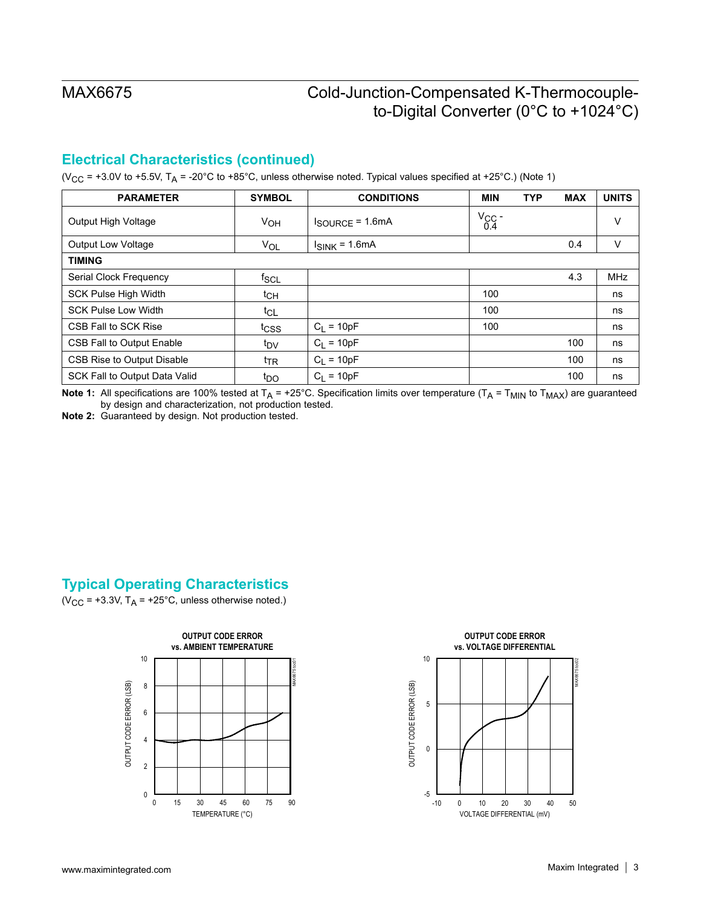## Electrical Characteristics (continued)

($V_{CC}$ = +3.0V to +5.5V, $T_A$ = -20°C to +85°C, unless otherwise noted. Typical values specified at +25°C.) (Note 1)

| PARAMETER | SYMBOL | CONDITIONS | MIN | TYP | MAX | UNITS |
|---|---|---|---|---|---|---|
| Output High Voltage | $V_{OH}$ | $I_{SOURCE}$ = 1.6mA | $V_{CC}$ - 0.4 | | | V |
| Output Low Voltage | $V_{OL}$ | $I_{SINK}$ = 1.6mA | | | 0.4 | V |
| **TIMING** | | | | | | |
| Serial Clock Frequency | $f_{SCL}$ | | | | 4.3 | MHz |
| SCK Pulse High Width | $t_{CH}$ | | 100 | | | ns |
| SCK Pulse Low Width | $t_{CL}$ | | 100 | | | ns |
| CSB Fall to SCK Rise | $t_{CSS}$ | $C_L$ = 10pF | 100 | | | ns |
| CSB Fall to Output Enable | $t_{DV}$ | $C_L$ = 10pF | | | 100 | ns |
| CSB Rise to Output Disable | $t_{TR}$ | $C_L$ = 10pF | | | 100 | ns |
| SCK Fall to Output Data Valid | $t_{DO}$ | $C_L$ = 10pF | | | 100 | ns |

**Note 1:** All specifications are 100% tested at $T_A$ = +25°C. Specification limits over temperature ($T_A$ = $T_{MIN}$ to $T_{MAX}$) are guaranteed by design and characterization, not production tested.

**Note 2:** Guaranteed by design. Not production tested.

## Typical Operating Characteristics

($V_{CC}$ = +3.3V, $T_A$ = +25°C, unless otherwise noted.)

OUTPUT CODE ERROR vs. AMBIENT TEMPERATURE

OUTPUT CODE ERROR vs. VOLTAGE DIFFERENTIAL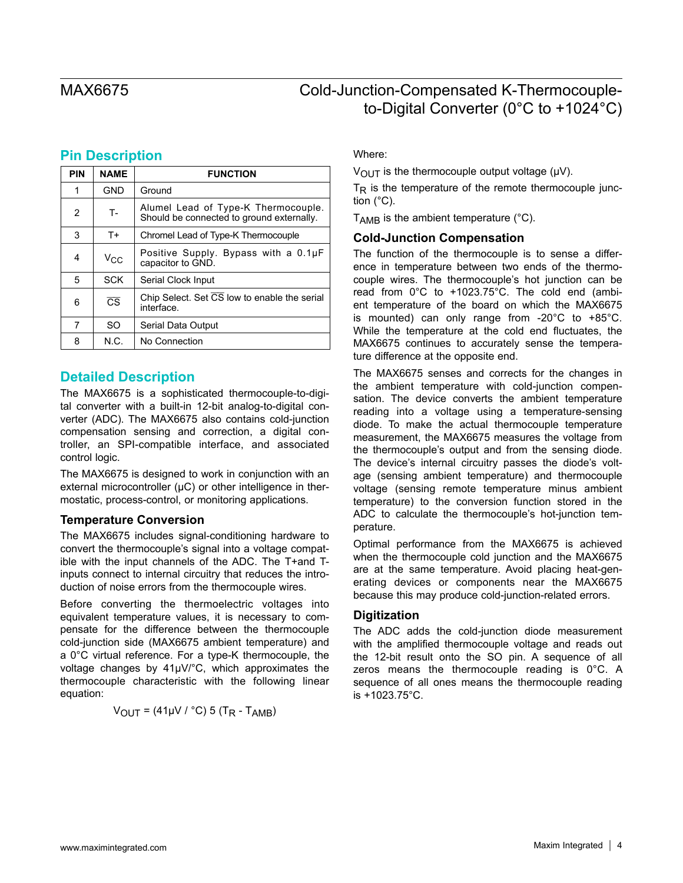## Pin Description

| PIN | NAME | FUNCTION |
|---|---|---|
| 1 | GND | Ground |
| 2 | T- | Alumel Lead of Type-K Thermocouple. Should be connected to ground externally. |
| 3 | T+ | Chromel Lead of Type-K Thermocouple |
| 4 | $V_{CC}$ | Positive Supply. Bypass with a 0.1µF capacitor to GND. |
| 5 | SCK | Serial Clock Input |
| 6 | $\overline{CS}$ | Chip Select. Set $\overline{CS}$ low to enable the serial interface. |
| 7 | SO | Serial Data Output |
| 8 | N.C. | No Connection |

## Detailed Description

The MAX6675 is a sophisticated thermocouple-to-digital converter with a built-in 12-bit analog-to-digital converter (ADC). The MAX6675 also contains cold-junction compensation sensing and correction, a digital controller, an SPI-compatible interface, and associated control logic.

The MAX6675 is designed to work in conjunction with an external microcontroller (µC) or other intelligence in thermostatic, process-control, or monitoring applications.

### Temperature Conversion

The MAX6675 includes signal-conditioning hardware to convert the thermocouple's signal into a voltage compatible with the input channels of the ADC. The T+and T- inputs connect to internal circuitry that reduces the introduction of noise errors from the thermocouple wires.

Before converting the thermoelectric voltages into equivalent temperature values, it is necessary to compensate for the difference between the thermocouple cold-junction side (MAX6675 ambient temperature) and a 0°C virtual reference. For a type-K thermocouple, the voltage changes by 41µV/°C, which approximates the thermocouple characteristic with the following linear equation:

$$V_{OUT} = (41\mu V / °C) 5 (T_R - T_{AMB})$$

Where:

$V_{OUT}$ is the thermocouple output voltage (µV).

$T_R$ is the temperature of the remote thermocouple junction (°C).

$T_{AMB}$ is the ambient temperature (°C).

### Cold-Junction Compensation

The function of the thermocouple is to sense a difference in temperature between two ends of the thermocouple wires. The thermocouple's hot junction can be read from 0°C to +1023.75°C. The cold end (ambient temperature of the board on which the MAX6675 is mounted) can only range from -20°C to +85°C. While the temperature at the cold end fluctuates, the MAX6675 continues to accurately sense the temperature difference at the opposite end.

The MAX6675 senses and corrects for the changes in the ambient temperature with cold-junction compensation. The device converts the ambient temperature reading into a voltage using a temperature-sensing diode. To make the actual thermocouple temperature measurement, the MAX6675 measures the voltage from the thermocouple's output and from the sensing diode. The device's internal circuitry passes the diode's voltage (sensing ambient temperature) and thermocouple voltage (sensing remote temperature minus ambient temperature) to the conversion function stored in the ADC to calculate the thermocouple's hot-junction temperature.

Optimal performance from the MAX6675 is achieved when the thermocouple cold junction and the MAX6675 are at the same temperature. Avoid placing heat-generating devices or components near the MAX6675 because this may produce cold-junction-related errors.

### Digitization

The ADC adds the cold-junction diode measurement with the amplified thermocouple voltage and reads out the 12-bit result onto the SO pin. A sequence of all zeros means the thermocouple reading is 0°C. A sequence of all ones means the thermocouple reading is +1023.75°C.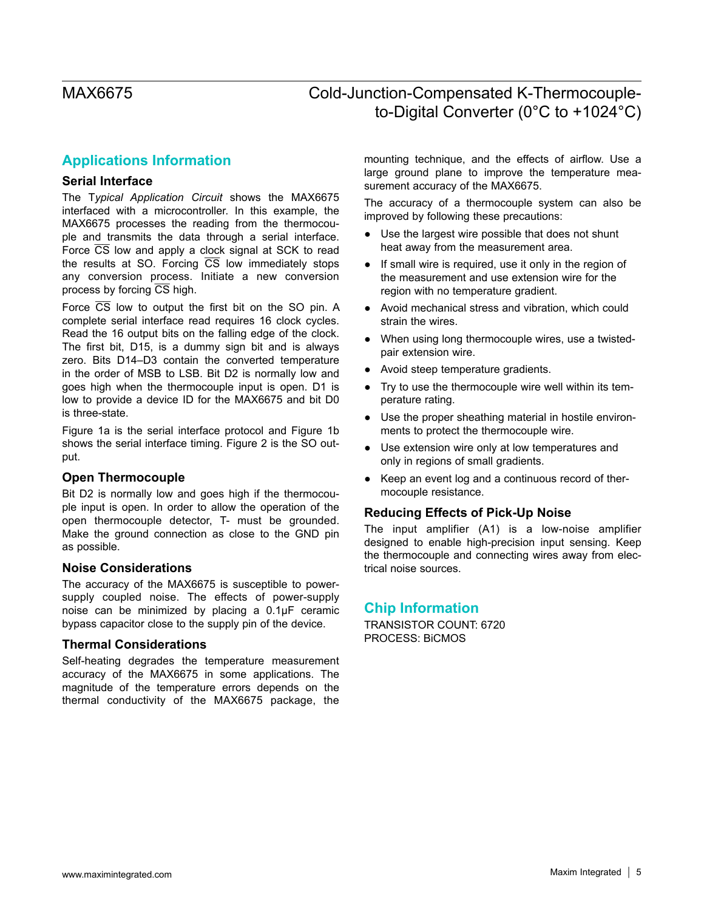## Applications Information

### Serial Interface

The *Typical Application Circuit* shows the MAX6675 interfaced with a microcontroller. In this example, the MAX6675 processes the reading from the thermocouple and transmits the data through a serial interface. Force $\overline{CS}$ low and apply a clock signal at SCK to read the results at SO. Forcing $\overline{CS}$ low immediately stops any conversion process. Initiate a new conversion process by forcing $\overline{CS}$ high.

Force $\overline{CS}$ low to output the first bit on the SO pin. A complete serial interface read requires 16 clock cycles. Read the 16 output bits on the falling edge of the clock. The first bit, D15, is a dummy sign bit and is always zero. Bits D14–D3 contain the converted temperature in the order of MSB to LSB. Bit D2 is normally low and goes high when the thermocouple input is open. D1 is low to provide a device ID for the MAX6675 and bit D0 is three-state.

Figure 1a is the serial interface protocol and Figure 1b shows the serial interface timing. Figure 2 is the SO output.

### Open Thermocouple

Bit D2 is normally low and goes high if the thermocouple input is open. In order to allow the operation of the open thermocouple detector, T- must be grounded. Make the ground connection as close to the GND pin as possible.

### Noise Considerations

The accuracy of the MAX6675 is susceptible to power-supply coupled noise. The effects of power-supply noise can be minimized by placing a 0.1μF ceramic bypass capacitor close to the supply pin of the device.

### Thermal Considerations

Self-heating degrades the temperature measurement accuracy of the MAX6675 in some applications. The magnitude of the temperature errors depends on the thermal conductivity of the MAX6675 package, the mounting technique, and the effects of airflow. Use a large ground plane to improve the temperature measurement accuracy of the MAX6675.

The accuracy of a thermocouple system can also be improved by following these precautions:

- Use the largest wire possible that does not shunt heat away from the measurement area.
- If small wire is required, use it only in the region of the measurement and use extension wire for the region with no temperature gradient.
- Avoid mechanical stress and vibration, which could strain the wires.
- When using long thermocouple wires, use a twisted-pair extension wire.
- Avoid steep temperature gradients.
- Try to use the thermocouple wire well within its temperature rating.
- Use the proper sheathing material in hostile environments to protect the thermocouple wire.
- Use extension wire only at low temperatures and only in regions of small gradients.
- Keep an event log and a continuous record of thermocouple resistance.

### Reducing Effects of Pick-Up Noise

The input amplifier (A1) is a low-noise amplifier designed to enable high-precision input sensing. Keep the thermocouple and connecting wires away from electrical noise sources.

## Chip Information

TRANSISTOR COUNT: 6720
PROCESS: BiCMOS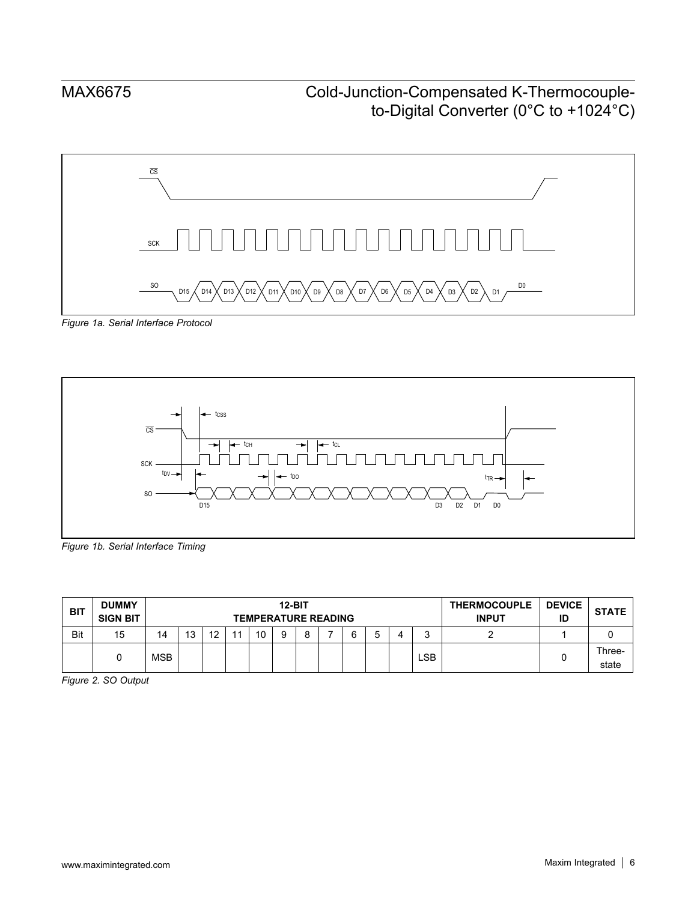Figure 1a. Serial Interface Protocol

Figure 1b. Serial Interface Timing

| BIT | DUMMY SIGN BIT | 12-BIT TEMPERATURE READING | | | | | | | | | | | | THERMOCOUPLE INPUT | DEVICE ID | STATE |
|---|---|---|---|---|---|---|---|---|---|---|---|---|---|---|---|---|
| Bit | 15 | 14 | 13 | 12 | 11 | 10 | 9 | 8 | 7 | 6 | 5 | 4 | 3 | 2 | 1 | 0 |
| | 0 | MSB | | | | | | | | | | | LSB | | 0 | Three-state |

Figure 2. SO Output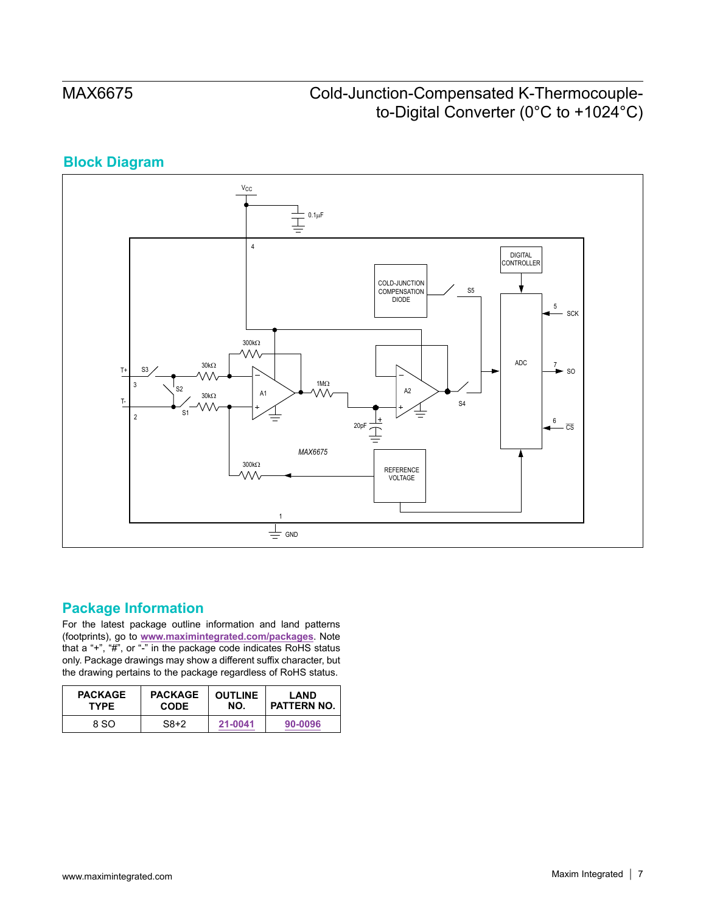## Block Diagram

## Package Information

For the latest package outline information and land patterns (footprints), go to **www.maximintegrated.com/packages**. Note that a "+", "#", or "-" in the package code indicates RoHS status only. Package drawings may show a different suffix character, but the drawing pertains to the package regardless of RoHS status.

| PACKAGE TYPE | PACKAGE CODE | OUTLINE NO. | LAND PATTERN NO. |
|---|---|---|---|
| 8 SO | S8+2 | 21-0041 | 90-0096 |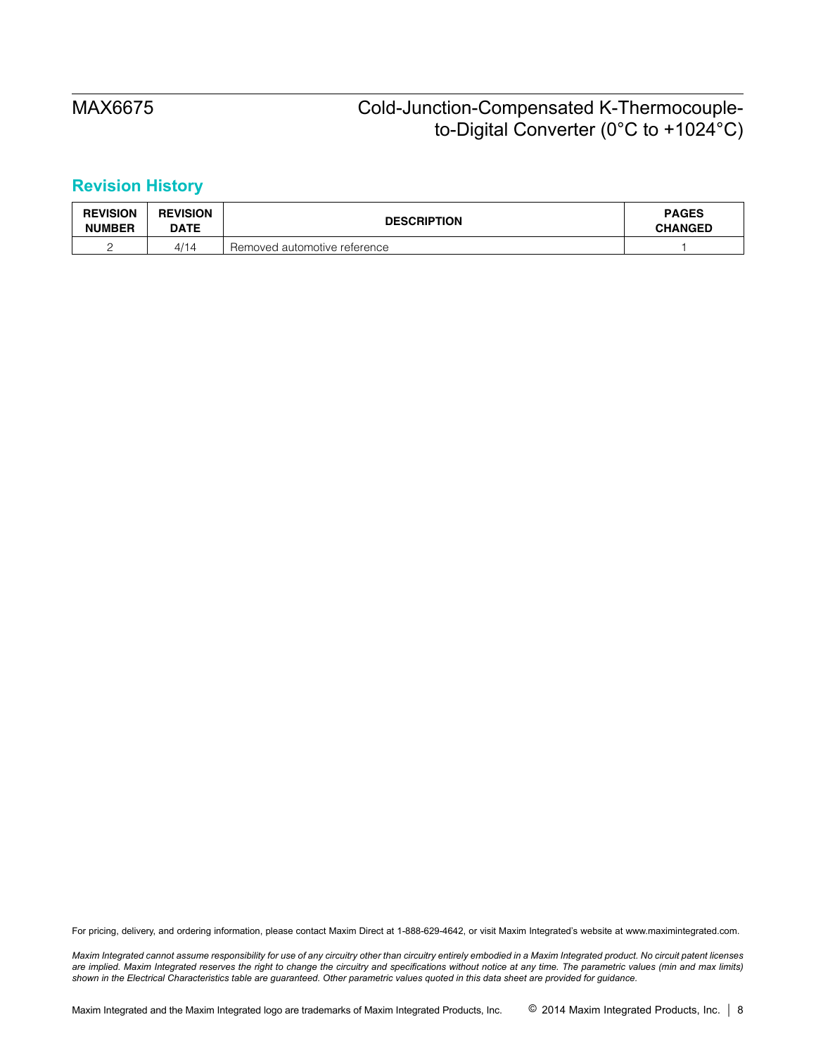## Revision History

| REVISION NUMBER | REVISION DATE | DESCRIPTION | PAGES CHANGED |
|---|---|---|---|
| 2 | 4/14 | Removed automotive reference | 1 |

For pricing, delivery, and ordering information, please contact Maxim Direct at 1-888-629-4642, or visit Maxim Integrated's website at www.maximintegrated.com.

*Maxim Integrated cannot assume responsibility for use of any circuitry other than circuitry entirely embodied in a Maxim Integrated product. No circuit patent licenses are implied. Maxim Integrated reserves the right to change the circuitry and specifications without notice at any time. The parametric values (min and max limits) shown in the Electrical Characteristics table are guaranteed. Other parametric values quoted in this data sheet are provided for guidance.*

Maxim Integrated and the Maxim Integrated logo are trademarks of Maxim Integrated Products, Inc. © 2014 Maxim Integrated Products, Inc.